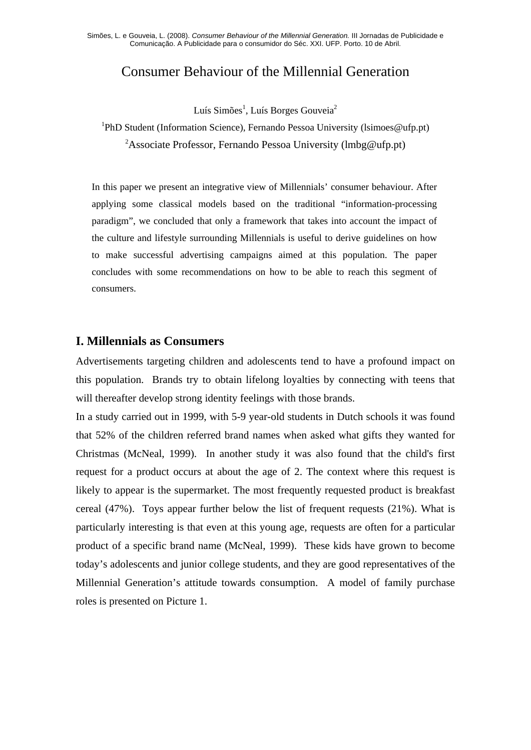# Consumer Behaviour of the Millennial Generation

Luís Simões[1], Luís Borges Gouveia[2]

[1]PhD Student (Information Science), Fernando Pessoa University (lsimoes@ufp.pt)

[2]Associate Professor, Fernando Pessoa University (lmbg@ufp.pt)

In this paper we present an integrative view of Millennials' consumer behaviour. After applying some classical models based on the traditional "information-processing paradigm", we concluded that only a framework that takes into account the impact of the culture and lifestyle surrounding Millennials is useful to derive guidelines on how to make successful advertising campaigns aimed at this population. The paper concludes with some recommendations on how to be able to reach this segment of consumers.

## I. Millennials as Consumers

Advertisements targeting children and adolescents tend to have a profound impact on this population. Brands try to obtain lifelong loyalties by connecting with teens that will thereafter develop strong identity feelings with those brands.

In a study carried out in 1999, with 5-9 year-old students in Dutch schools it was found that 52% of the children referred brand names when asked what gifts they wanted for Christmas (McNeal, 1999). In another study it was also found that the child's first request for a product occurs at about the age of 2. The context where this request is likely to appear is the supermarket. The most frequently requested product is breakfast cereal (47%). Toys appear further below the list of frequent requests (21%). What is particularly interesting is that even at this young age, requests are often for a particular product of a specific brand name (McNeal, 1999). These kids have grown to become today's adolescents and junior college students, and they are good representatives of the Millennial Generation's attitude towards consumption. A model of family purchase roles is presented on Picture 1.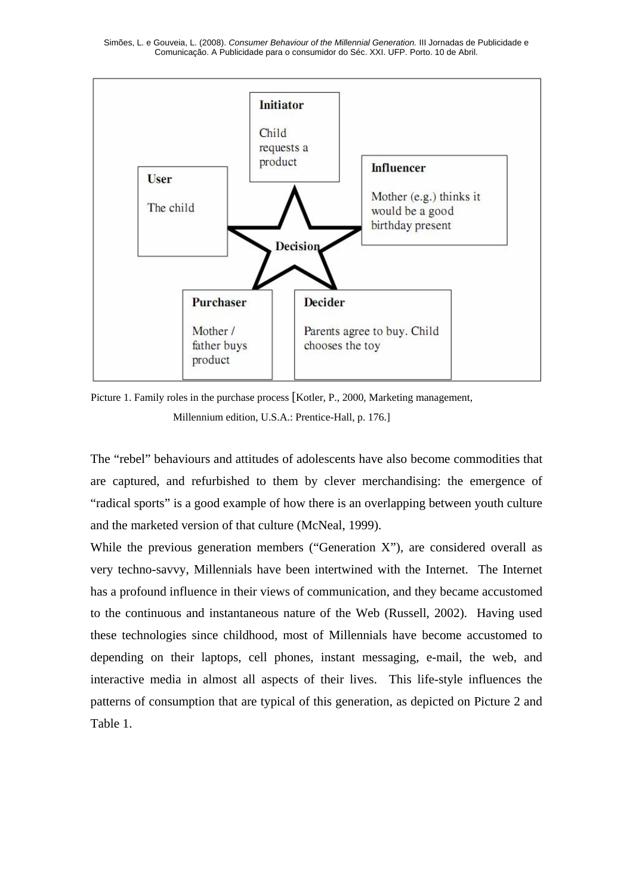Initiator

Child requests a product

User

The child

Influencer

Mother (e.g.) thinks it would be a good birthday present

Decision

Purchaser

Mother / father buys product

Decider

Parents agree to buy. Child chooses the toy

Picture 1. Family roles in the purchase process [Kotler, P., 2000, Marketing management, Millennium edition, U.S.A.: Prentice-Hall, p. 176.]

The "rebel" behaviours and attitudes of adolescents have also become commodities that are captured, and refurbished to them by clever merchandising: the emergence of "radical sports" is a good example of how there is an overlapping between youth culture and the marketed version of that culture (McNeal, 1999).

While the previous generation members ("Generation X"), are considered overall as very techno-savvy, Millennials have been intertwined with the Internet. The Internet has a profound influence in their views of communication, and they became accustomed to the continuous and instantaneous nature of the Web (Russell, 2002). Having used these technologies since childhood, most of Millennials have become accustomed to depending on their laptops, cell phones, instant messaging, e-mail, the web, and interactive media in almost all aspects of their lives. This life-style influences the patterns of consumption that are typical of this generation, as depicted on Picture 2 and Table 1.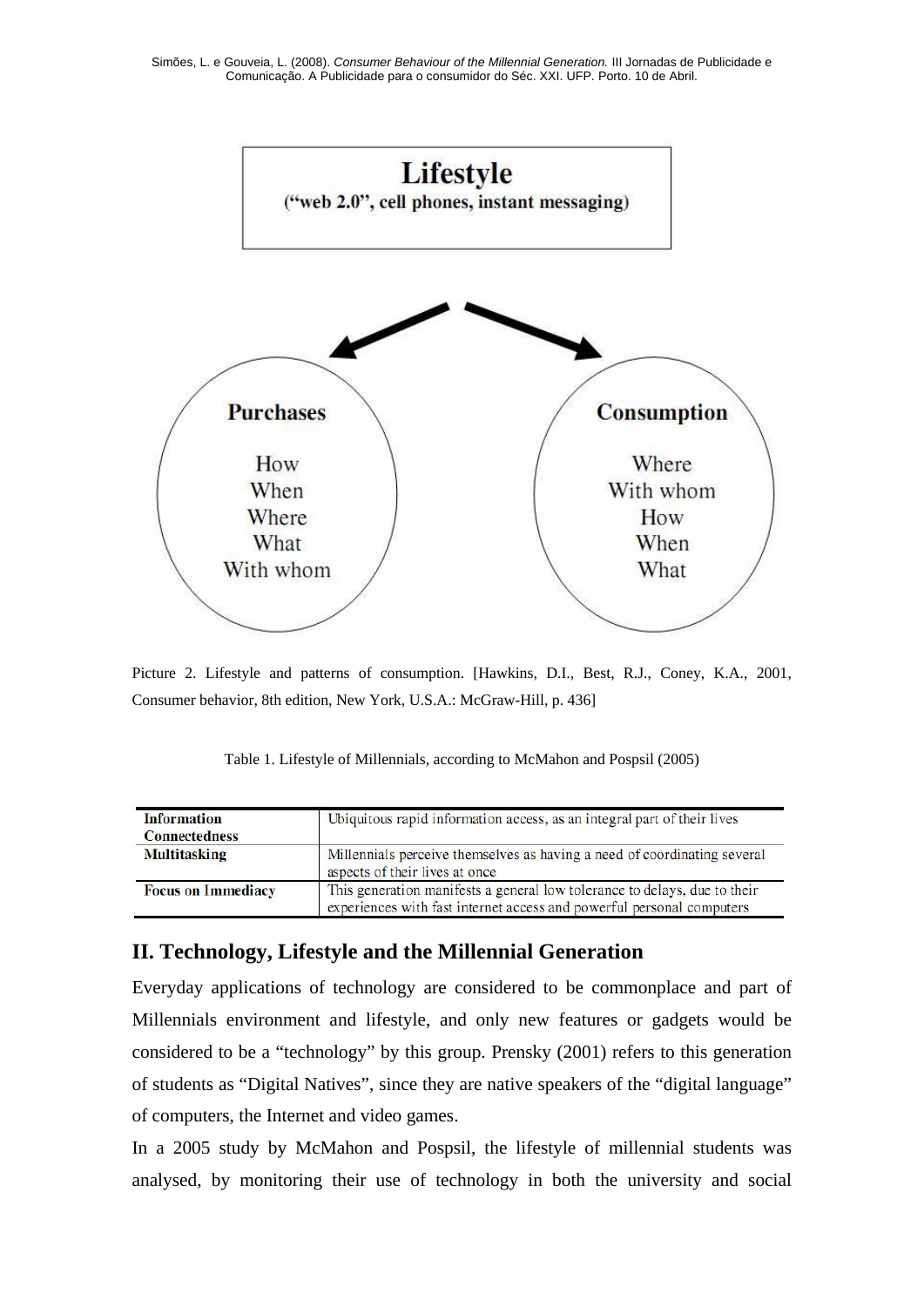**Lifestyle**
**("web 2.0", cell phones, instant messaging)**

**Purchases**

How
When
Where
What
With whom

**Consumption**

Where
With whom
How
When
What

Picture 2. Lifestyle and patterns of consumption. [Hawkins, D.I., Best, R.J., Coney, K.A., 2001, Consumer behavior, 8th edition, New York, U.S.A.: McGraw-Hill, p. 436]

Table 1. Lifestyle of Millennials, according to McMahon and Pospsil (2005)

| | |
|---|---|
| **Information Connectedness** | Ubiquitous rapid information access, as an integral part of their lives |
| **Multitasking** | Millennials perceive themselves as having a need of coordinating several aspects of their lives at once |
| **Focus on Immediacy** | This generation manifests a general low tolerance to delays, due to their experiences with fast internet access and powerful personal computers |

## II. Technology, Lifestyle and the Millennial Generation

Everyday applications of technology are considered to be commonplace and part of Millennials environment and lifestyle, and only new features or gadgets would be considered to be a "technology" by this group. Prensky (2001) refers to this generation of students as "Digital Natives", since they are native speakers of the "digital language" of computers, the Internet and video games.

In a 2005 study by McMahon and Pospsil, the lifestyle of millennial students was analysed, by monitoring their use of technology in both the university and social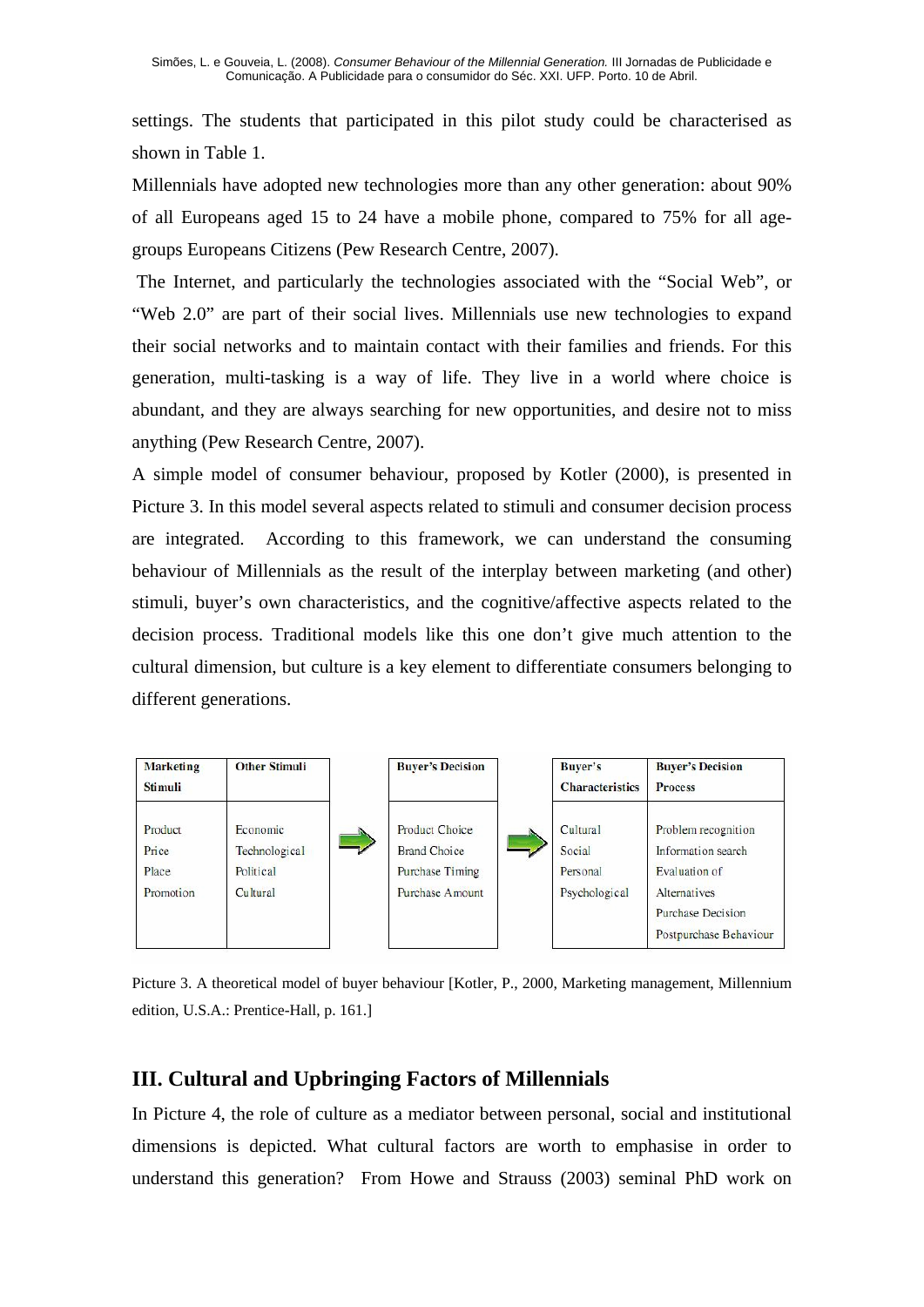settings. The students that participated in this pilot study could be characterised as shown in Table 1.

Millennials have adopted new technologies more than any other generation: about 90% of all Europeans aged 15 to 24 have a mobile phone, compared to 75% for all age-groups Europeans Citizens (Pew Research Centre, 2007).

The Internet, and particularly the technologies associated with the "Social Web", or "Web 2.0" are part of their social lives. Millennials use new technologies to expand their social networks and to maintain contact with their families and friends. For this generation, multi-tasking is a way of life. They live in a world where choice is abundant, and they are always searching for new opportunities, and desire not to miss anything (Pew Research Centre, 2007).

A simple model of consumer behaviour, proposed by Kotler (2000), is presented in Picture 3. In this model several aspects related to stimuli and consumer decision process are integrated. According to this framework, we can understand the consuming behaviour of Millennials as the result of the interplay between marketing (and other) stimuli, buyer's own characteristics, and the cognitive/affective aspects related to the decision process. Traditional models like this one don't give much attention to the cultural dimension, but culture is a key element to differentiate consumers belonging to different generations.

| Marketing Stimuli | Other Stimuli |
|---|---|
| Product<br>Price<br>Place<br>Promotion | Economic<br>Technological<br>Political<br>Cultural |

→

| Buyer's Decision |
|---|
| Product Choice<br>Brand Choice<br>Purchase Timing<br>Purchase Amount |

→

| Buyer's Characteristics | Buyer's Decision Process |
|---|---|
| Cultural<br>Social<br>Personal<br>Psychological | Problem recognition<br>Information search<br>Evaluation of Alternatives<br>Purchase Decision<br>Postpurchase Behaviour |

Picture 3. A theoretical model of buyer behaviour [Kotler, P., 2000, Marketing management, Millennium edition, U.S.A.: Prentice-Hall, p. 161.]

## III. Cultural and Upbringing Factors of Millennials

In Picture 4, the role of culture as a mediator between personal, social and institutional dimensions is depicted. What cultural factors are worth to emphasise in order to understand this generation? From Howe and Strauss (2003) seminal PhD work on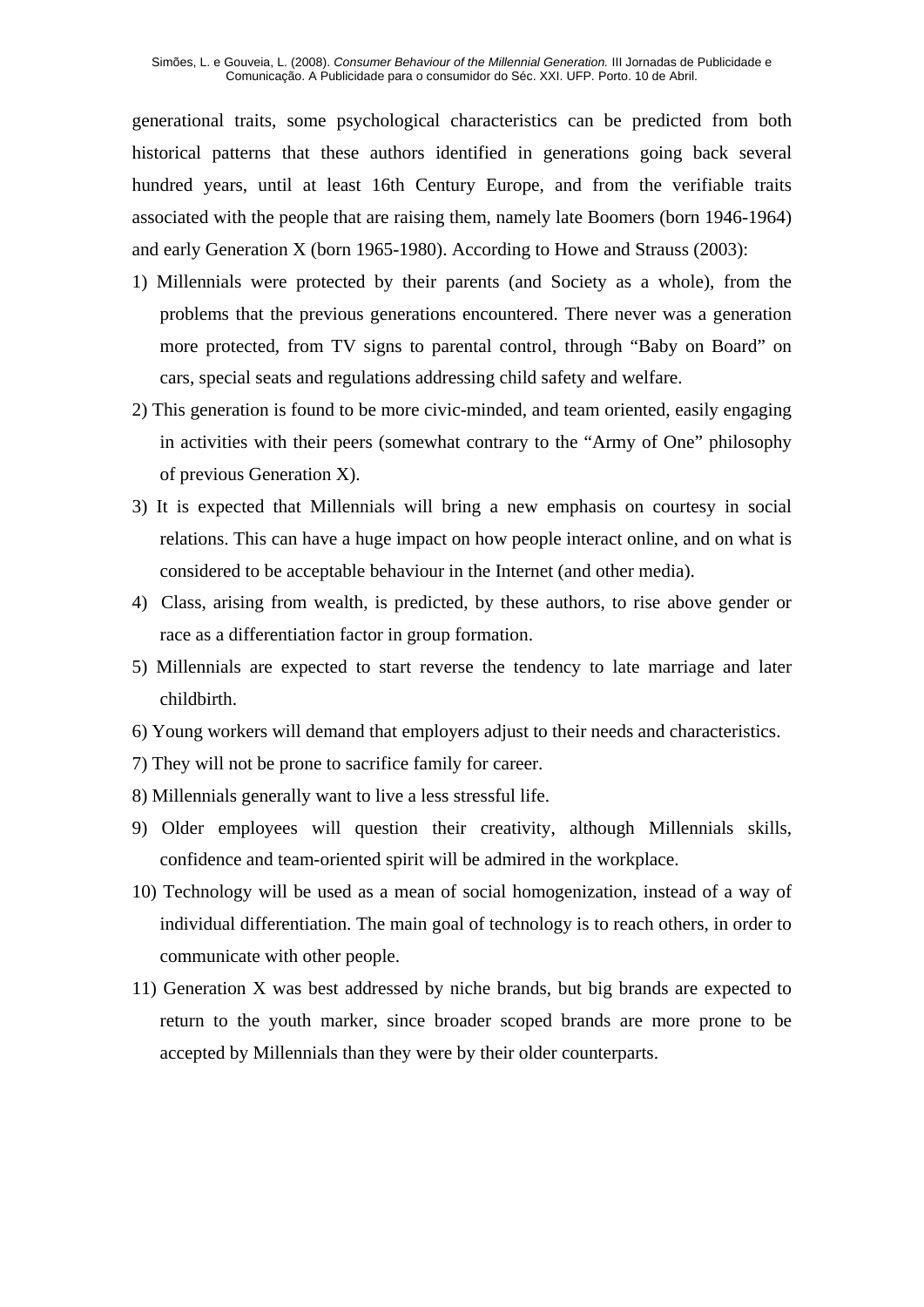generational traits, some psychological characteristics can be predicted from both historical patterns that these authors identified in generations going back several hundred years, until at least 16th Century Europe, and from the verifiable traits associated with the people that are raising them, namely late Boomers (born 1946-1964) and early Generation X (born 1965-1980). According to Howe and Strauss (2003):

1) Millennials were protected by their parents (and Society as a whole), from the problems that the previous generations encountered. There never was a generation more protected, from TV signs to parental control, through “Baby on Board” on cars, special seats and regulations addressing child safety and welfare.
2) This generation is found to be more civic-minded, and team oriented, easily engaging in activities with their peers (somewhat contrary to the “Army of One” philosophy of previous Generation X).
3) It is expected that Millennials will bring a new emphasis on courtesy in social relations. This can have a huge impact on how people interact online, and on what is considered to be acceptable behaviour in the Internet (and other media).
4) Class, arising from wealth, is predicted, by these authors, to rise above gender or race as a differentiation factor in group formation.
5) Millennials are expected to start reverse the tendency to late marriage and later childbirth.
6) Young workers will demand that employers adjust to their needs and characteristics.
7) They will not be prone to sacrifice family for career.
8) Millennials generally want to live a less stressful life.
9) Older employees will question their creativity, although Millennials skills, confidence and team-oriented spirit will be admired in the workplace.
10) Technology will be used as a mean of social homogenization, instead of a way of individual differentiation. The main goal of technology is to reach others, in order to communicate with other people.
11) Generation X was best addressed by niche brands, but big brands are expected to return to the youth marker, since broader scoped brands are more prone to be accepted by Millennials than they were by their older counterparts.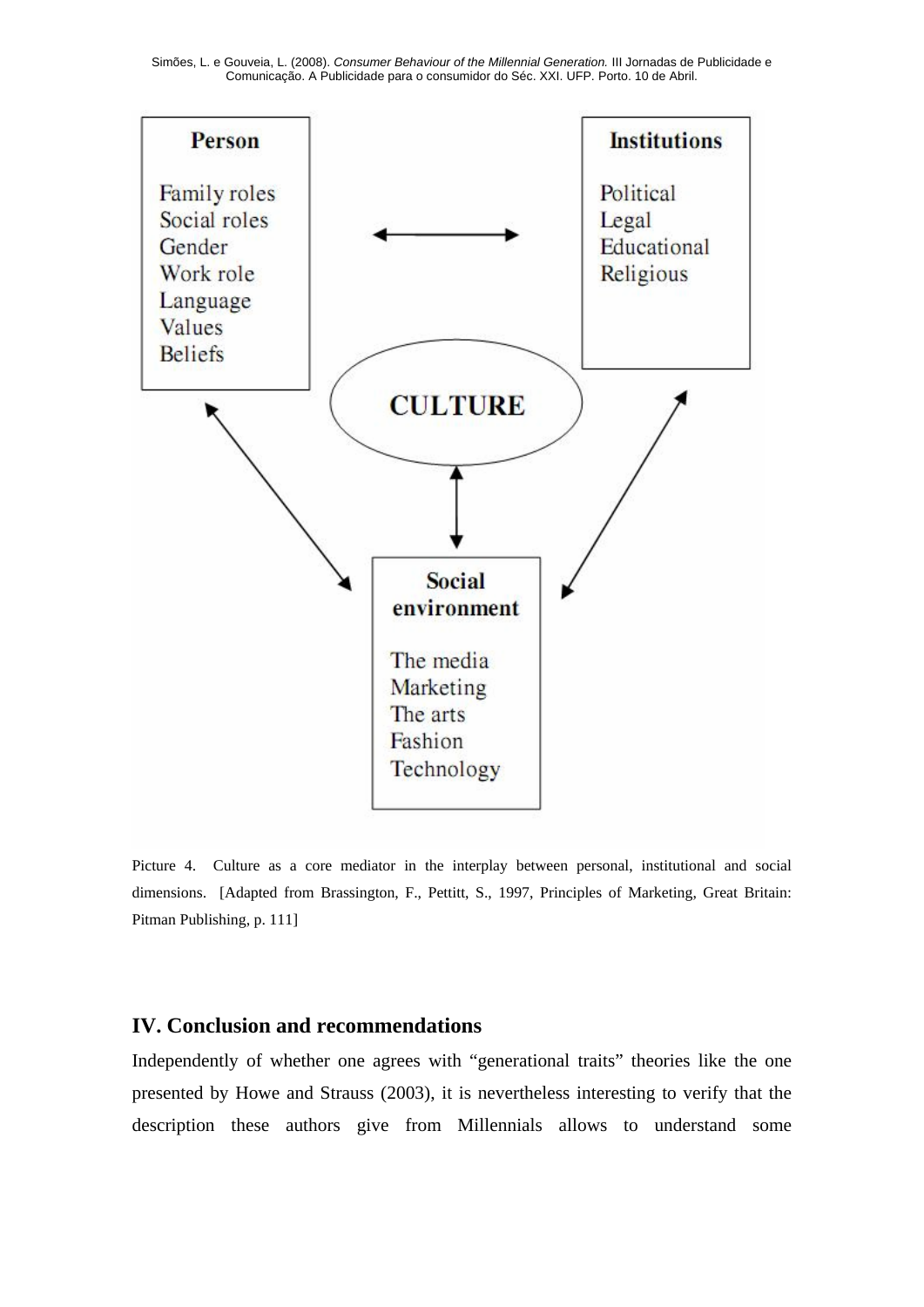Person

Family roles
Social roles
Gender
Work role
Language
Values
Beliefs

Institutions

Political
Legal
Educational
Religious

CULTURE

Social environment

The media
Marketing
The arts
Fashion
Technology

Picture 4. Culture as a core mediator in the interplay between personal, institutional and social dimensions. [Adapted from Brassington, F., Pettitt, S., 1997, Principles of Marketing, Great Britain: Pitman Publishing, p. 111]

## IV. Conclusion and recommendations

Independently of whether one agrees with "generational traits" theories like the one presented by Howe and Strauss (2003), it is nevertheless interesting to verify that the description these authors give from Millennials allows to understand some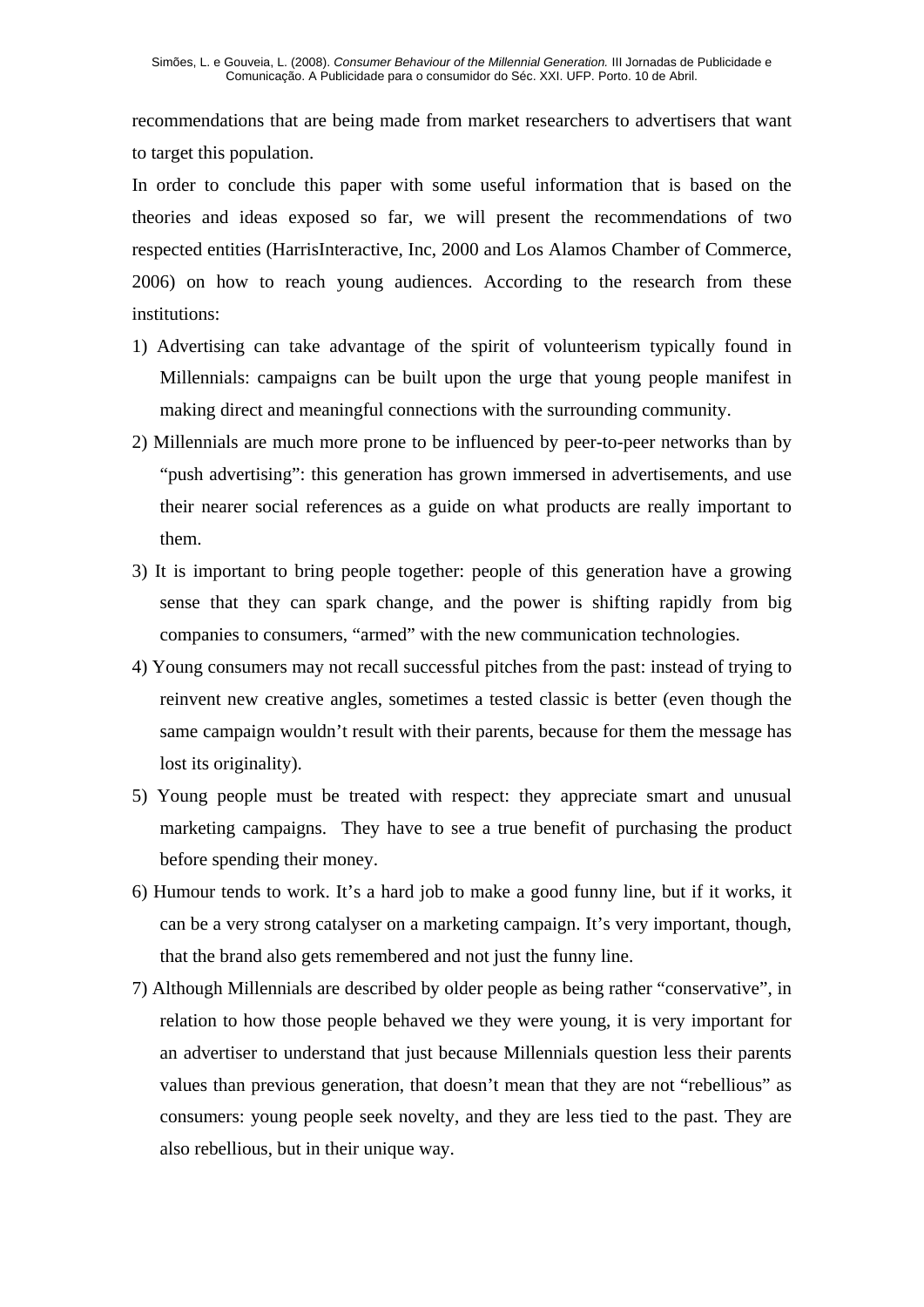recommendations that are being made from market researchers to advertisers that want to target this population.

In order to conclude this paper with some useful information that is based on the theories and ideas exposed so far, we will present the recommendations of two respected entities (HarrisInteractive, Inc, 2000 and Los Alamos Chamber of Commerce, 2006) on how to reach young audiences. According to the research from these institutions:

1) Advertising can take advantage of the spirit of volunteerism typically found in Millennials: campaigns can be built upon the urge that young people manifest in making direct and meaningful connections with the surrounding community.

2) Millennials are much more prone to be influenced by peer-to-peer networks than by "push advertising": this generation has grown immersed in advertisements, and use their nearer social references as a guide on what products are really important to them.

3) It is important to bring people together: people of this generation have a growing sense that they can spark change, and the power is shifting rapidly from big companies to consumers, "armed" with the new communication technologies.

4) Young consumers may not recall successful pitches from the past: instead of trying to reinvent new creative angles, sometimes a tested classic is better (even though the same campaign wouldn't result with their parents, because for them the message has lost its originality).

5) Young people must be treated with respect: they appreciate smart and unusual marketing campaigns. They have to see a true benefit of purchasing the product before spending their money.

6) Humour tends to work. It's a hard job to make a good funny line, but if it works, it can be a very strong catalyser on a marketing campaign. It's very important, though, that the brand also gets remembered and not just the funny line.

7) Although Millennials are described by older people as being rather "conservative", in relation to how those people behaved we they were young, it is very important for an advertiser to understand that just because Millennials question less their parents values than previous generation, that doesn't mean that they are not "rebellious" as consumers: young people seek novelty, and they are less tied to the past. They are also rebellious, but in their unique way.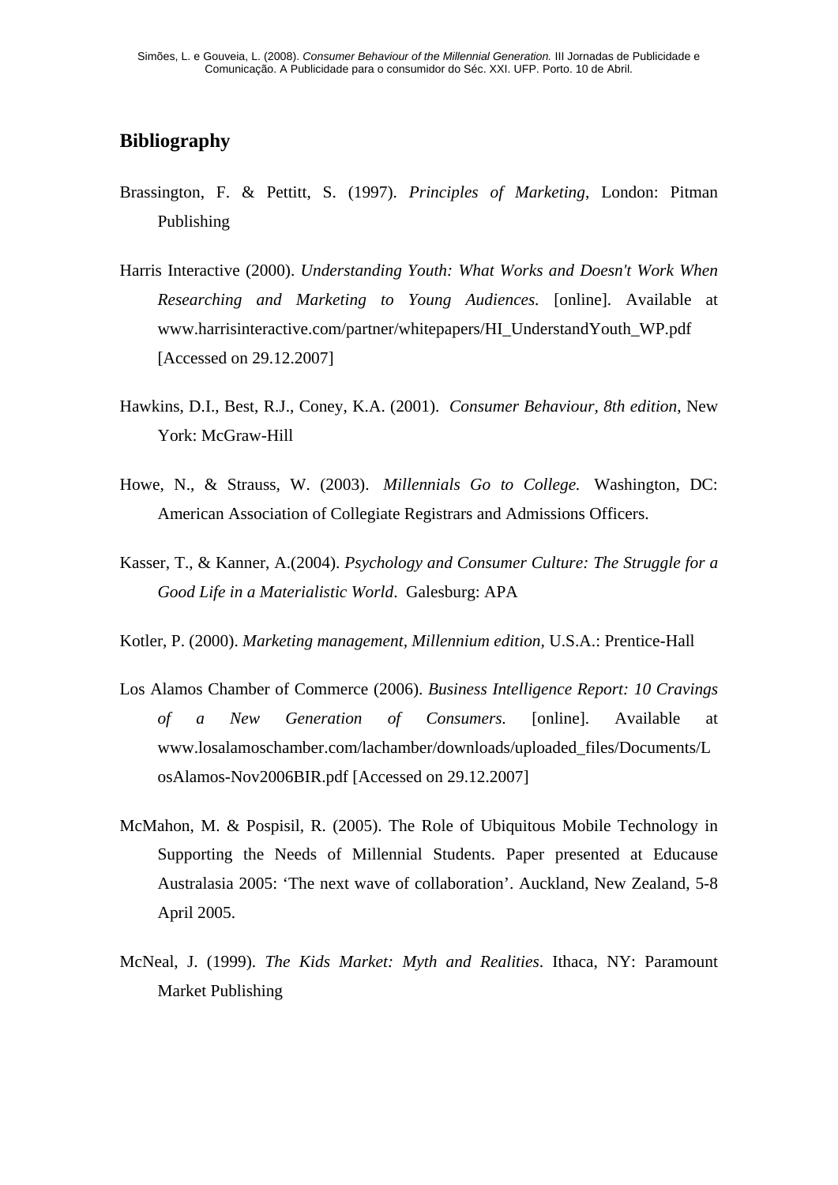## Bibliography

Brassington, F. & Pettitt, S. (1997). *Principles of Marketing*, London: Pitman Publishing

Harris Interactive (2000). *Understanding Youth: What Works and Doesn't Work When Researching and Marketing to Young Audiences.* [online]. Available at www.harrisinteractive.com/partner/whitepapers/HI_UnderstandYouth_WP.pdf [Accessed on 29.12.2007]

Hawkins, D.I., Best, R.J., Coney, K.A. (2001). *Consumer Behaviour, 8th edition*, New York: McGraw-Hill

Howe, N., & Strauss, W. (2003). *Millennials Go to College.* Washington, DC: American Association of Collegiate Registrars and Admissions Officers.

Kasser, T., & Kanner, A.(2004). *Psychology and Consumer Culture: The Struggle for a Good Life in a Materialistic World*. Galesburg: APA

Kotler, P. (2000). *Marketing management, Millennium edition*, U.S.A.: Prentice-Hall

Los Alamos Chamber of Commerce (2006). *Business Intelligence Report: 10 Cravings of a New Generation of Consumers.* [online]. Available at www.losalamoschamber.com/lachamber/downloads/uploaded_files/Documents/LosAlamos-Nov2006BIR.pdf [Accessed on 29.12.2007]

McMahon, M. & Pospisil, R. (2005). The Role of Ubiquitous Mobile Technology in Supporting the Needs of Millennial Students. Paper presented at Educause Australasia 2005: 'The next wave of collaboration'. Auckland, New Zealand, 5-8 April 2005.

McNeal, J. (1999). *The Kids Market: Myth and Realities*. Ithaca, NY: Paramount Market Publishing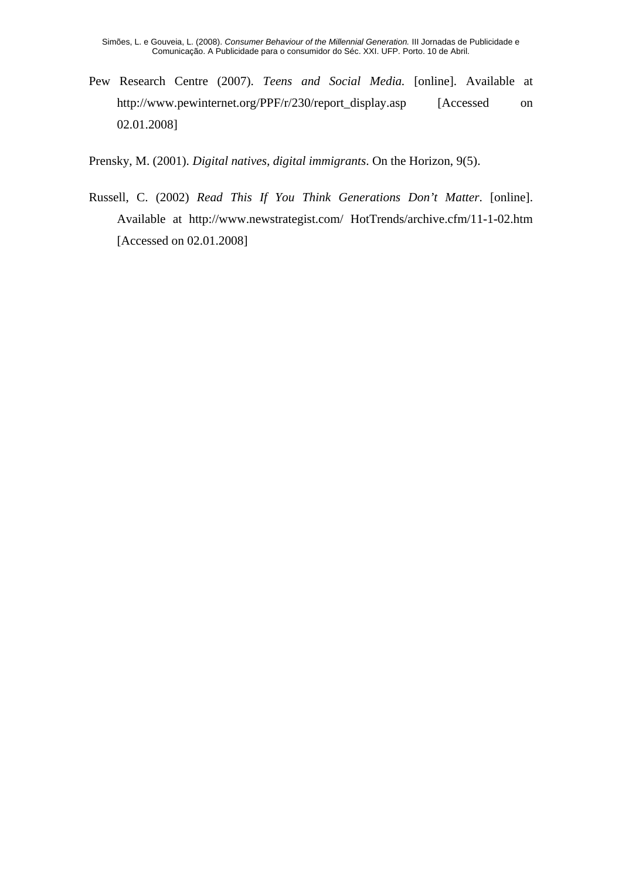Pew Research Centre (2007). *Teens and Social Media.* [online]. Available at http://www.pewinternet.org/PPF/r/230/report_display.asp [Accessed on 02.01.2008]

Prensky, M. (2001). *Digital natives, digital immigrants*. On the Horizon, 9(5).

Russell, C. (2002) *Read This If You Think Generations Don't Matter*. [online]. Available at http://www.newstrategist.com/ HotTrends/archive.cfm/11-1-02.htm [Accessed on 02.01.2008]